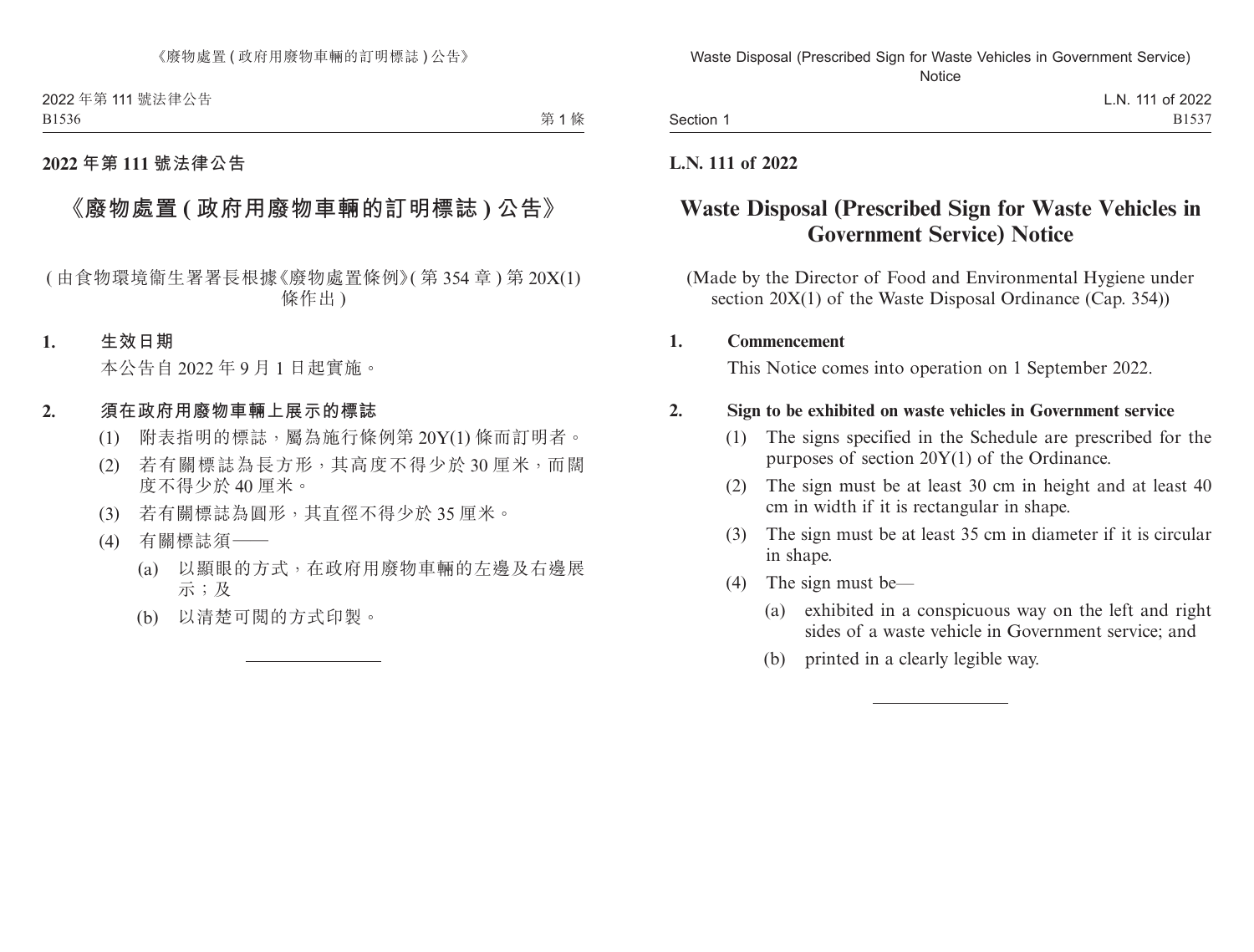**2022 年第 111 號法律公告**

# 《廢物處置 (政府用廢物車輛的訂明標誌) 公告》

(由食物環境衞生署署長根據《廢物處置條例》(第 354 章) 第 20X(1) 條作出)

**1. 生效日期**

本公告自 2022 年 9 月 1 日起實施。

**2. 須在政府用廢物車輛上展示的標誌**

(1) 附表指明的標誌，屬為施行條例第 20Y(1) 條而訂明者。

(2) 若有關標誌為長方形，其高度不得少於 30 厘米，而闊度不得少於 40 厘米。

(3) 若有關標誌為圓形，其直徑不得少於 35 厘米。

(4) 有關標誌須——

(a) 以顯眼的方式，在政府用廢物車輛的左邊及右邊展示；及

(b) 以清楚可閱的方式印製。

---

**L.N. 111 of 2022**

# Waste Disposal (Prescribed Sign for Waste Vehicles in Government Service) Notice

(Made by the Director of Food and Environmental Hygiene under section 20X(1) of the Waste Disposal Ordinance (Cap. 354))

**1. Commencement**

This Notice comes into operation on 1 September 2022.

**2. Sign to be exhibited on waste vehicles in Government service**

(1) The signs specified in the Schedule are prescribed for the purposes of section 20Y(1) of the Ordinance.

(2) The sign must be at least 30 cm in height and at least 40 cm in width if it is rectangular in shape.

(3) The sign must be at least 35 cm in diameter if it is circular in shape.

(4) The sign must be—

(a) exhibited in a conspicuous way on the left and right sides of a waste vehicle in Government service; and

(b) printed in a clearly legible way.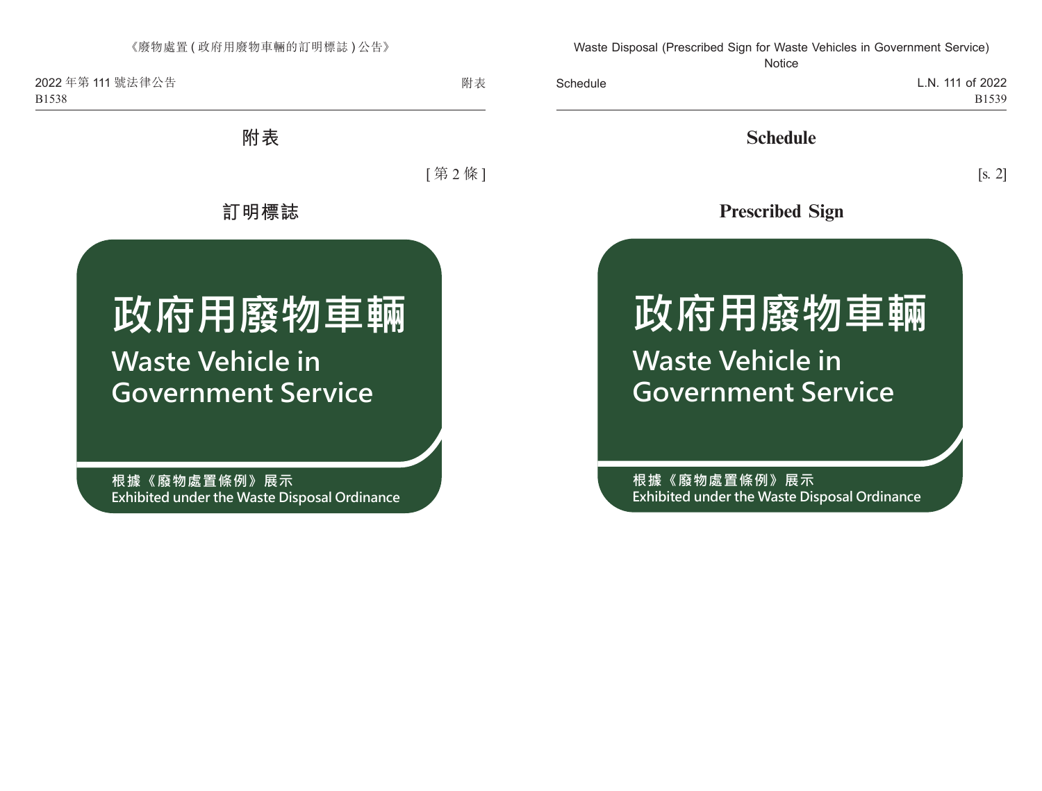## 附表

[第 2 條]

### 訂明標誌

政府用廢物車輛

Waste Vehicle in Government Service

根據《廢物處置條例》展示

Exhibited under the Waste Disposal Ordinance

## Schedule

[s. 2]

### Prescribed Sign

政府用廢物車輛

Waste Vehicle in Government Service

根據《廢物處置條例》展示

Exhibited under the Waste Disposal Ordinance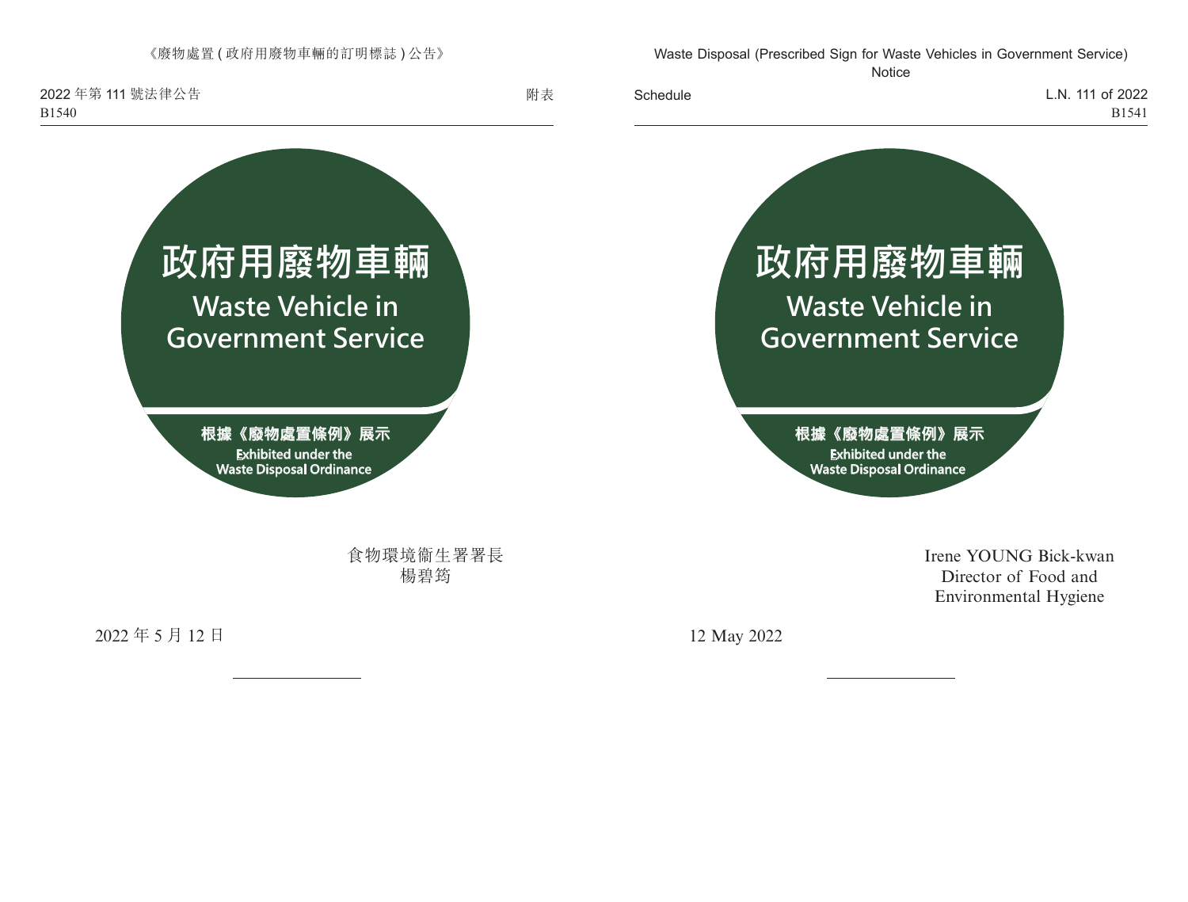附表

政府用廢物車輛

Waste Vehicle in Government Service

根據《廢物處置條例》展示

Exhibited under the Waste Disposal Ordinance

食物環境衞生署署長
楊碧筠

2022 年 5 月 12 日

Schedule

政府用廢物車輛

Waste Vehicle in Government Service

根據《廢物處置條例》展示

Exhibited under the Waste Disposal Ordinance

Irene YOUNG Bick-kwan
Director of Food and Environmental Hygiene

12 May 2022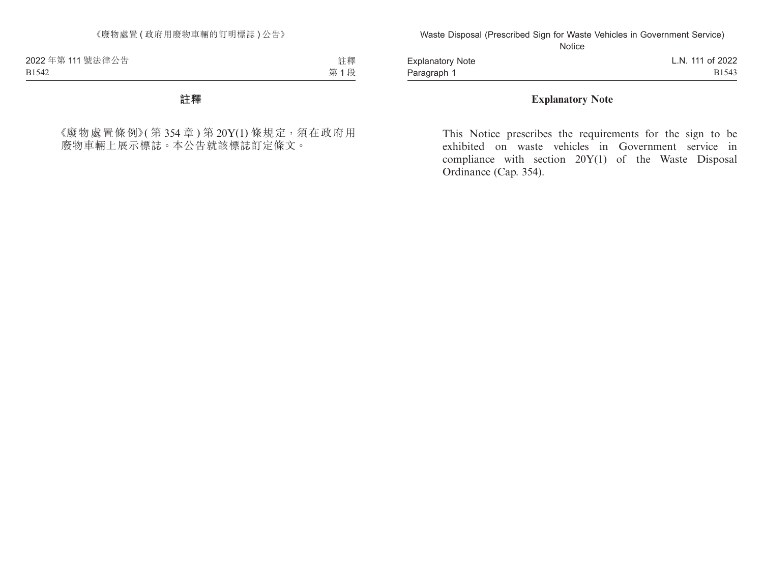## 註釋

《廢物處置條例》(第 354 章) 第 20Y(1) 條規定，須在政府用廢物車輛上展示標誌。本公告就該標誌訂定條文。

## Explanatory Note

This Notice prescribes the requirements for the sign to be exhibited on waste vehicles in Government service in compliance with section 20Y(1) of the Waste Disposal Ordinance (Cap. 354).